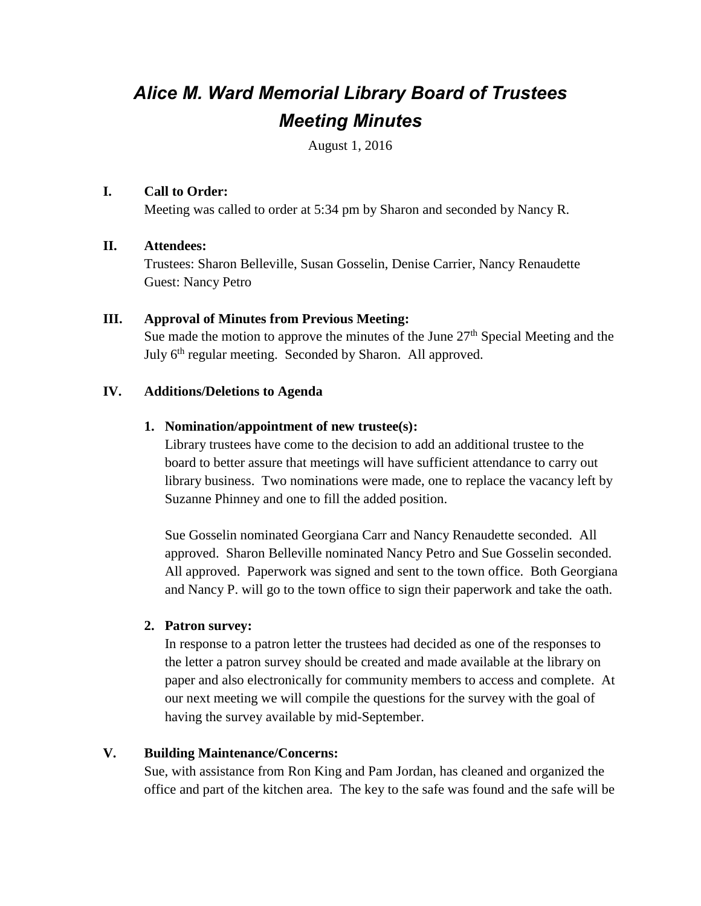# *Alice M. Ward Memorial Library Board of Trustees Meeting Minutes*

August 1, 2016

**I. Call to Order:**

Meeting was called to order at 5:34 pm by Sharon and seconded by Nancy R.

**II. Attendees:**

Trustees: Sharon Belleville, Susan Gosselin, Denise Carrier, Nancy Renaudette
Guest: Nancy Petro

**III. Approval of Minutes from Previous Meeting:**

Sue made the motion to approve the minutes of the June 27th Special Meeting and the July 6th regular meeting. Seconded by Sharon. All approved.

**IV. Additions/Deletions to Agenda**

1. **Nomination/appointment of new trustee(s):**

   Library trustees have come to the decision to add an additional trustee to the board to better assure that meetings will have sufficient attendance to carry out library business. Two nominations were made, one to replace the vacancy left by Suzanne Phinney and one to fill the added position.

   Sue Gosselin nominated Georgiana Carr and Nancy Renaudette seconded. All approved. Sharon Belleville nominated Nancy Petro and Sue Gosselin seconded. All approved. Paperwork was signed and sent to the town office. Both Georgiana and Nancy P. will go to the town office to sign their paperwork and take the oath.

2. **Patron survey:**

   In response to a patron letter the trustees had decided as one of the responses to the letter a patron survey should be created and made available at the library on paper and also electronically for community members to access and complete. At our next meeting we will compile the questions for the survey with the goal of having the survey available by mid-September.

**V. Building Maintenance/Concerns:**

Sue, with assistance from Ron King and Pam Jordan, has cleaned and organized the office and part of the kitchen area. The key to the safe was found and the safe will be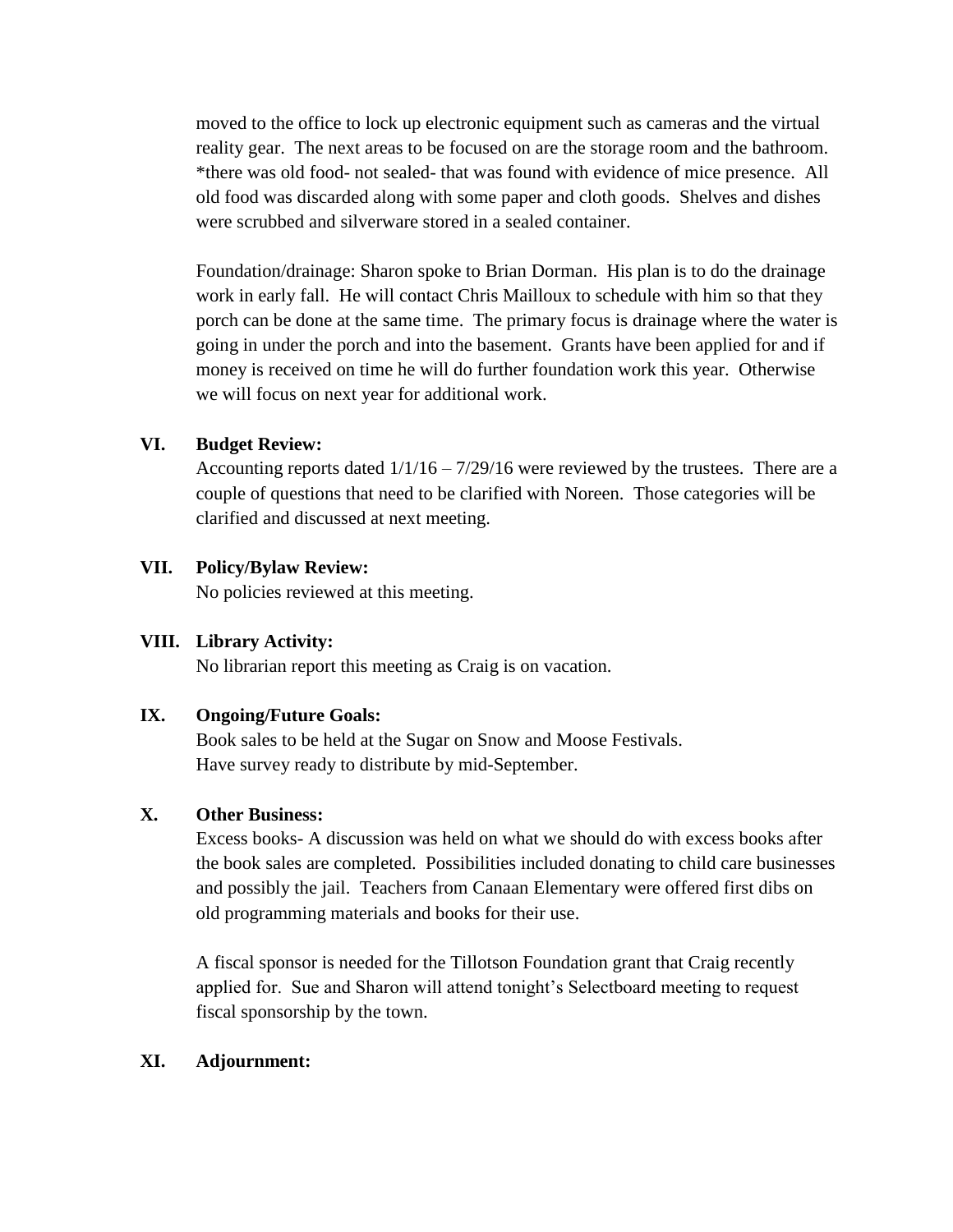moved to the office to lock up electronic equipment such as cameras and the virtual reality gear. The next areas to be focused on are the storage room and the bathroom. *there was old food- not sealed- that was found with evidence of mice presence. All old food was discarded along with some paper and cloth goods. Shelves and dishes were scrubbed and silverware stored in a sealed container.

Foundation/drainage: Sharon spoke to Brian Dorman. His plan is to do the drainage work in early fall. He will contact Chris Mailloux to schedule with him so that they porch can be done at the same time. The primary focus is drainage where the water is going in under the porch and into the basement. Grants have been applied for and if money is received on time he will do further foundation work this year. Otherwise we will focus on next year for additional work.

**VI. Budget Review:**

Accounting reports dated 1/1/16 – 7/29/16 were reviewed by the trustees. There are a couple of questions that need to be clarified with Noreen. Those categories will be clarified and discussed at next meeting.

**VII. Policy/Bylaw Review:**

No policies reviewed at this meeting.

**VIII. Library Activity:**

No librarian report this meeting as Craig is on vacation.

**IX. Ongoing/Future Goals:**

Book sales to be held at the Sugar on Snow and Moose Festivals.
Have survey ready to distribute by mid-September.

**X. Other Business:**

Excess books- A discussion was held on what we should do with excess books after the book sales are completed. Possibilities included donating to child care businesses and possibly the jail. Teachers from Canaan Elementary were offered first dibs on old programming materials and books for their use.

A fiscal sponsor is needed for the Tillotson Foundation grant that Craig recently applied for. Sue and Sharon will attend tonight's Selectboard meeting to request fiscal sponsorship by the town.

**XI. Adjournment:**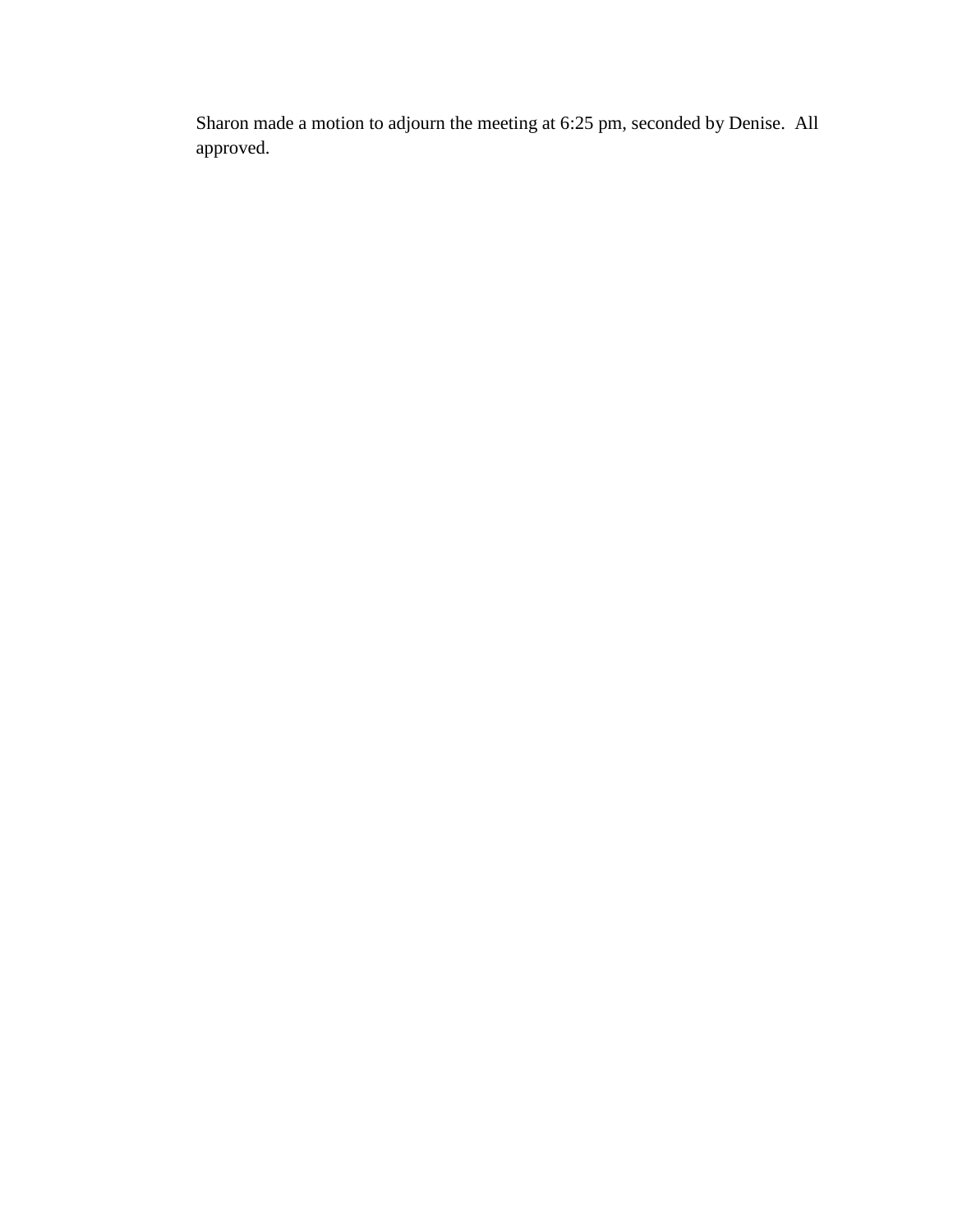Sharon made a motion to adjourn the meeting at 6:25 pm, seconded by Denise.  All approved.